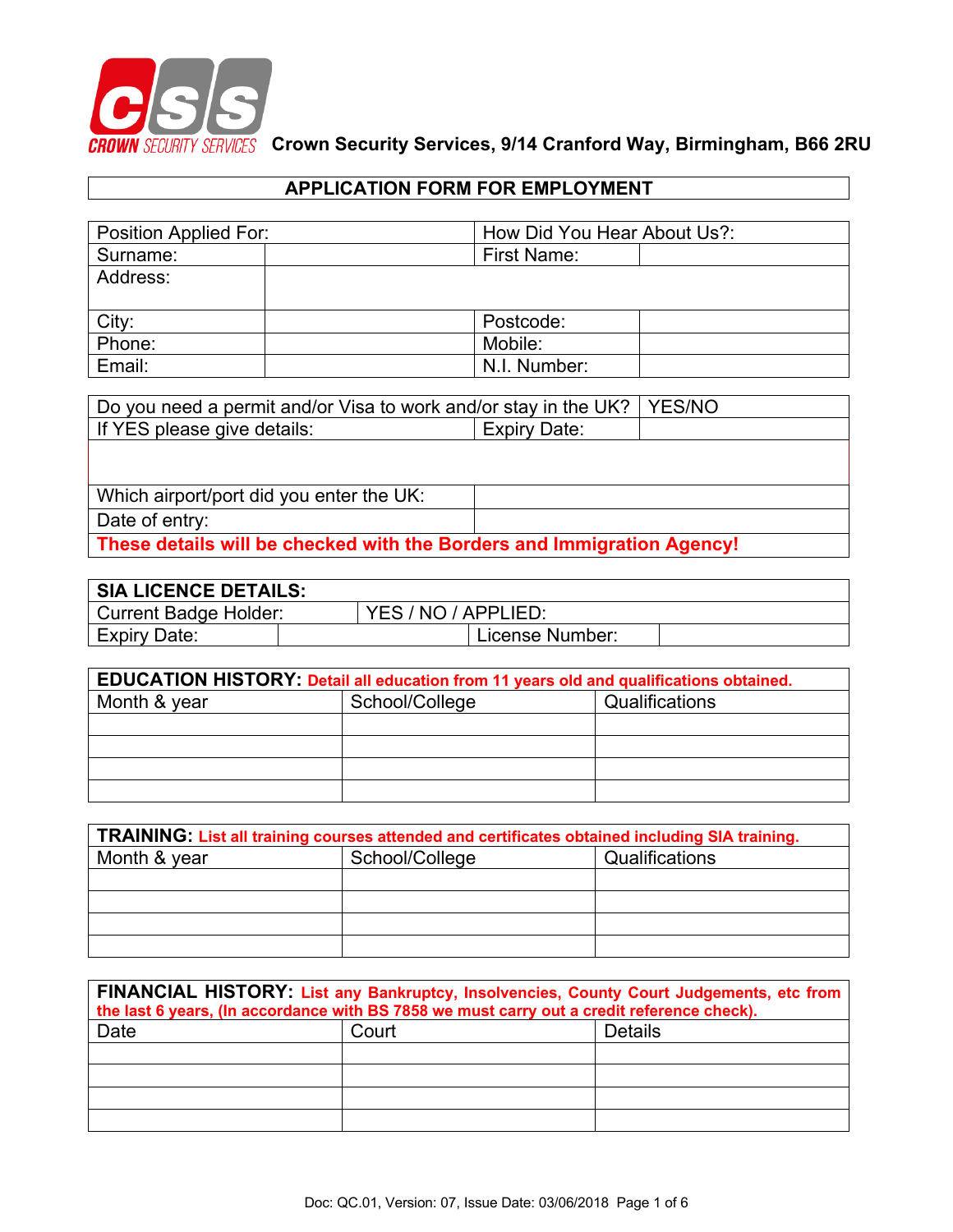CSS CROWN SECURITY SERVICES **Crown Security Services, 9/14 Cranford Way, Birmingham, B66 2RU**

## APPLICATION FORM FOR EMPLOYMENT

| Position Applied For: | | How Did You Hear About Us?: | |
|---|---|---|---|
| Surname: | | First Name: | |
| Address: | | | |
| City: | | Postcode: | |
| Phone: | | Mobile: | |
| Email: | | N.I. Number: | |

| Do you need a permit and/or Visa to work and/or stay in the UK? | | YES/NO |
|---|---|---|
| If YES please give details: | Expiry Date: | |
| | | |
| Which airport/port did you enter the UK: | | |
| Date of entry: | | |
| **These details will be checked with the Borders and Immigration Agency!** | | |

| **SIA LICENCE DETAILS:** | | | |
|---|---|---|---|
| Current Badge Holder: | YES / NO / APPLIED: | | |
| Expiry Date: | | License Number: | |

**EDUCATION HISTORY:** **Detail all education from 11 years old and qualifications obtained.**

| Month & year | School/College | Qualifications |
|---|---|---|
| | | |
| | | |
| | | |
| | | |

**TRAINING:** **List all training courses attended and certificates obtained including SIA training.**

| Month & year | School/College | Qualifications |
|---|---|---|
| | | |
| | | |
| | | |
| | | |

**FINANCIAL HISTORY:** **List any Bankruptcy, Insolvencies, County Court Judgements, etc from the last 6 years, (In accordance with BS 7858 we must carry out a credit reference check).**

| Date | Court | Details |
|---|---|---|
| | | |
| | | |
| | | |
| | | |

Doc: QC.01, Version: 07, Issue Date: 03/06/2018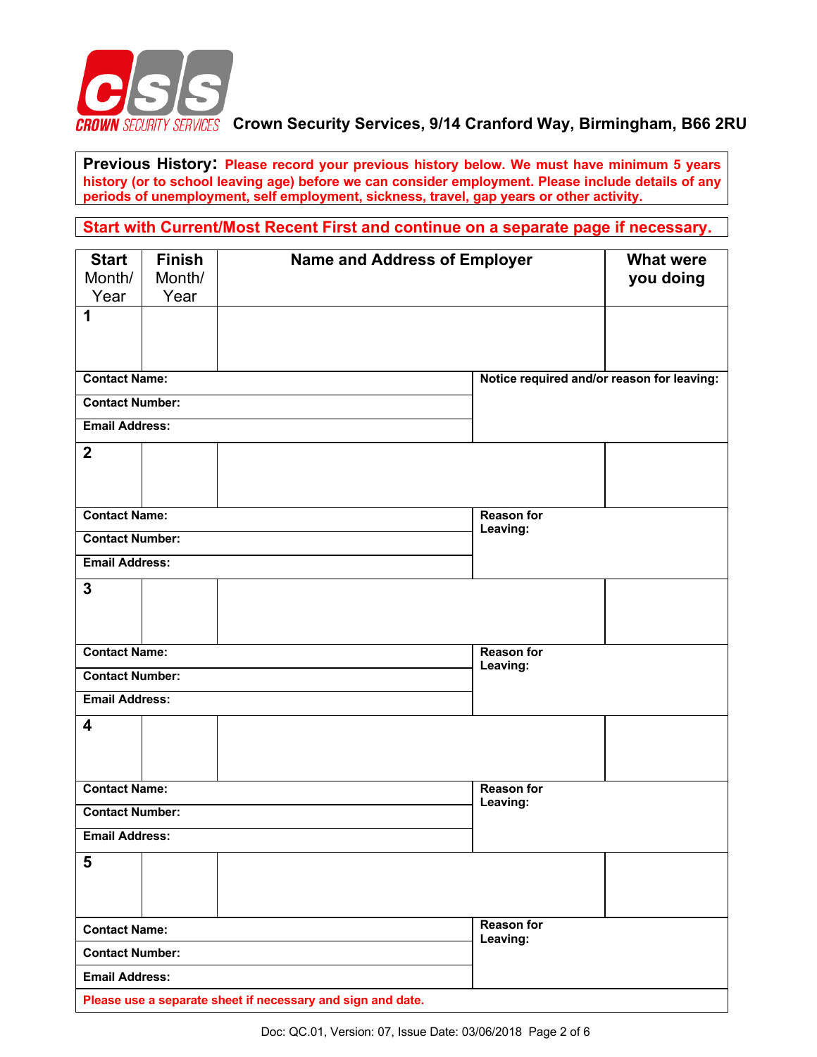CROWN SECURITY SERVICES **Crown Security Services, 9/14 Cranford Way, Birmingham, B66 2RU**

**Previous History:** **Please record your previous history below. We must have minimum 5 years history (or to school leaving age) before we can consider employment. Please include details of any periods of unemployment, self employment, sickness, travel, gap years or other activity.**

**Start with Current/Most Recent First and continue on a separate page if necessary.**

| Start Month/ Year | Finish Month/ Year | Name and Address of Employer | What were you doing |
|---|---|---|---|
| **1** | | | |
| **Contact Name:** | | **Notice required and/or reason for leaving:** | |
| **Contact Number:** | | | |
| **Email Address:** | | | |
| **2** | | | |
| **Contact Name:** | | **Reason for Leaving:** | |
| **Contact Number:** | | | |
| **Email Address:** | | | |
| **3** | | | |
| **Contact Name:** | | **Reason for Leaving:** | |
| **Contact Number:** | | | |
| **Email Address:** | | | |
| **4** | | | |
| **Contact Name:** | | **Reason for Leaving:** | |
| **Contact Number:** | | | |
| **Email Address:** | | | |
| **5** | | | |
| **Contact Name:** | | **Reason for Leaving:** | |
| **Contact Number:** | | | |
| **Email Address:** | | | |

**Please use a separate sheet if necessary and sign and date.**

Doc: QC.01, Version: 07, Issue Date: 03/06/2018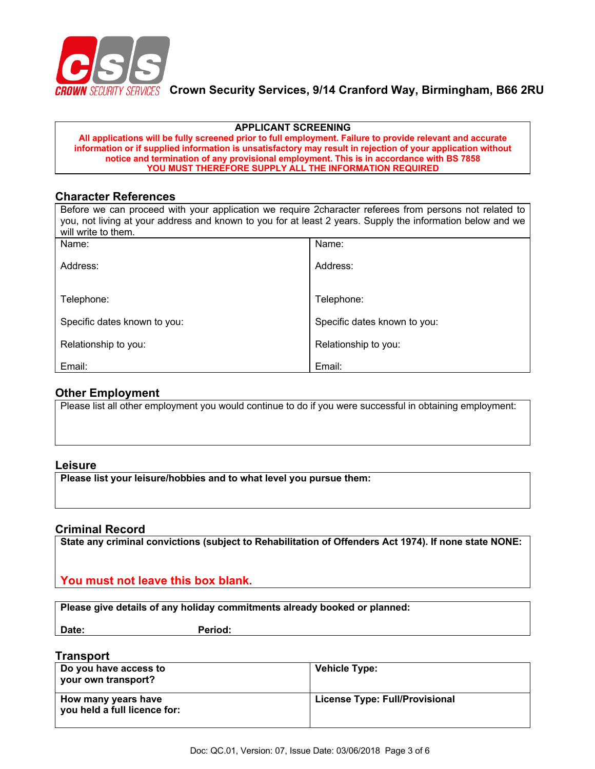CROWN SECURITY SERVICES **Crown Security Services, 9/14 Cranford Way, Birmingham, B66 2RU**

**APPLICANT SCREENING**

**All applications will be fully screened prior to full employment. Failure to provide relevant and accurate information or if supplied information is unsatisfactory may result in rejection of your application without notice and termination of any provisional employment. This is in accordance with BS 7858**

**YOU MUST THEREFORE SUPPLY ALL THE INFORMATION REQUIRED**

## Character References

Before we can proceed with your application we require 2character referees from persons not related to you, not living at your address and known to you for at least 2 years. Supply the information below and we will write to them.

| | |
|---|---|
| Name: | Name: |
| Address: | Address: |
| Telephone: | Telephone: |
| Specific dates known to you: | Specific dates known to you: |
| Relationship to you: | Relationship to you: |
| Email: | Email: |

## Other Employment

Please list all other employment you would continue to do if you were successful in obtaining employment:

## Leisure

**Please list your leisure/hobbies and to what level you pursue them:**

## Criminal Record

**State any criminal convictions (subject to Rehabilitation of Offenders Act 1974). If none state NONE:**

You must not leave this box blank.

**Please give details of any holiday commitments already booked or planned:**

**Date:** **Period:**

## Transport

| | |
|---|---|
| **Do you have access to your own transport?** | **Vehicle Type:** |
| **How many years have you held a full licence for:** | **License Type: Full/Provisional** |

Doc: QC.01, Version: 07, Issue Date: 03/06/2018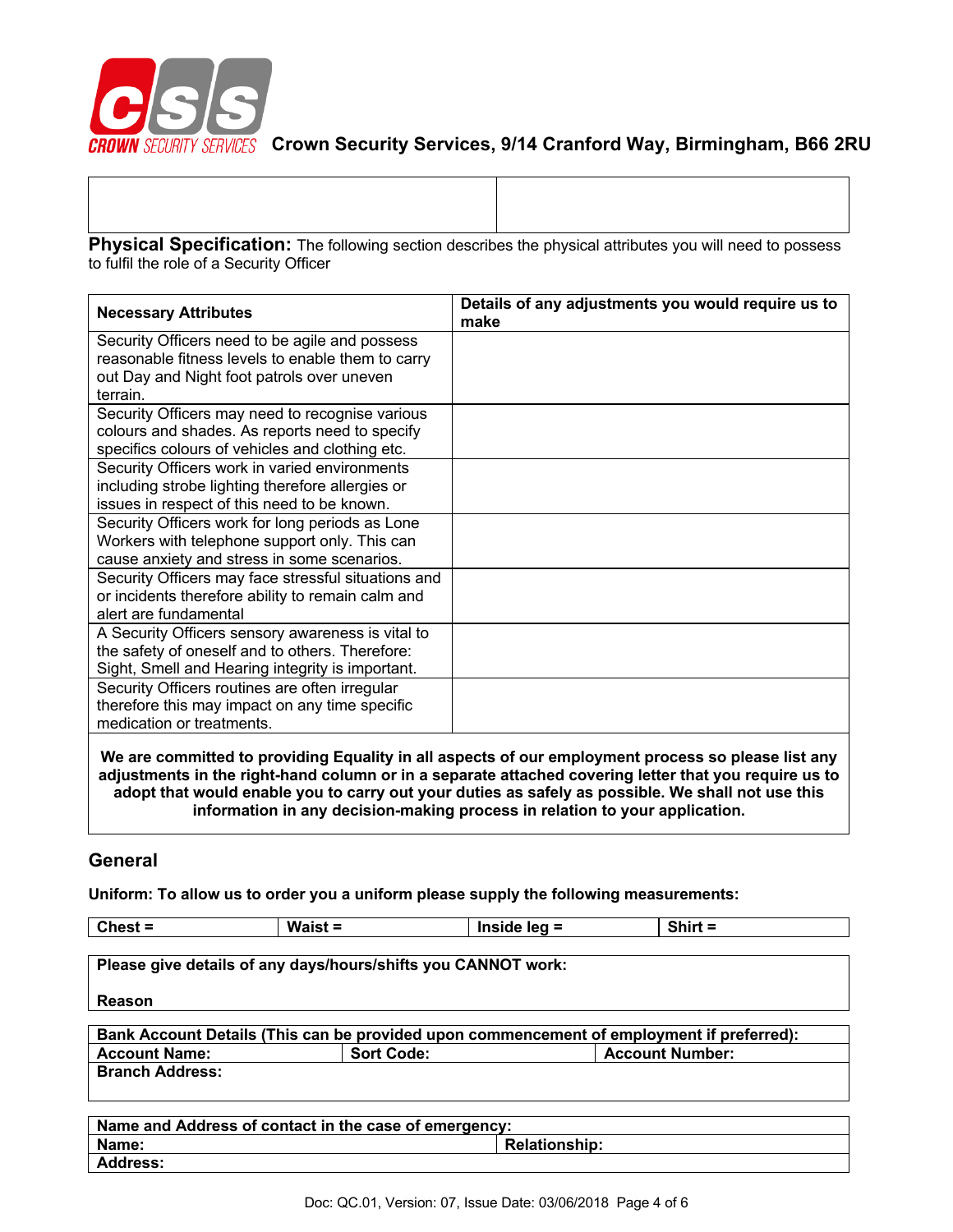Crown Security Services, 9/14 Cranford Way, Birmingham, B66 2RU

| | |
|---|---|
| | |

**Physical Specification:** The following section describes the physical attributes you will need to possess to fulfil the role of a Security Officer

| Necessary Attributes | Details of any adjustments you would require us to make |
|---|---|
| Security Officers need to be agile and possess reasonable fitness levels to enable them to carry out Day and Night foot patrols over uneven terrain. | |
| Security Officers may need to recognise various colours and shades. As reports need to specify specifics colours of vehicles and clothing etc. | |
| Security Officers work in varied environments including strobe lighting therefore allergies or issues in respect of this need to be known. | |
| Security Officers work for long periods as Lone Workers with telephone support only. This can cause anxiety and stress in some scenarios. | |
| Security Officers may face stressful situations and or incidents therefore ability to remain calm and alert are fundamental | |
| A Security Officers sensory awareness is vital to the safety of oneself and to others. Therefore: Sight, Smell and Hearing integrity is important. | |
| Security Officers routines are often irregular therefore this may impact on any time specific medication or treatments. | |

**We are committed to providing Equality in all aspects of our employment process so please list any adjustments in the right-hand column or in a separate attached covering letter that you require us to adopt that would enable you to carry out your duties as safely as possible. We shall not use this information in any decision-making process in relation to your application.**

## General

**Uniform: To allow us to order you a uniform please supply the following measurements:**

| Chest = | Waist = | Inside leg = | Shirt = |
|---|---|---|---|

**Please give details of any days/hours/shifts you CANNOT work:**

**Reason**

| Bank Account Details (This can be provided upon commencement of employment if preferred): | | |
|---|---|---|
| **Account Name:** | **Sort Code:** | **Account Number:** |
| **Branch Address:** | | |

| Name and Address of contact in the case of emergency: | |
|---|---|
| **Name:** | **Relationship:** |
| **Address:** | |

Doc: QC.01, Version: 07, Issue Date: 03/06/2018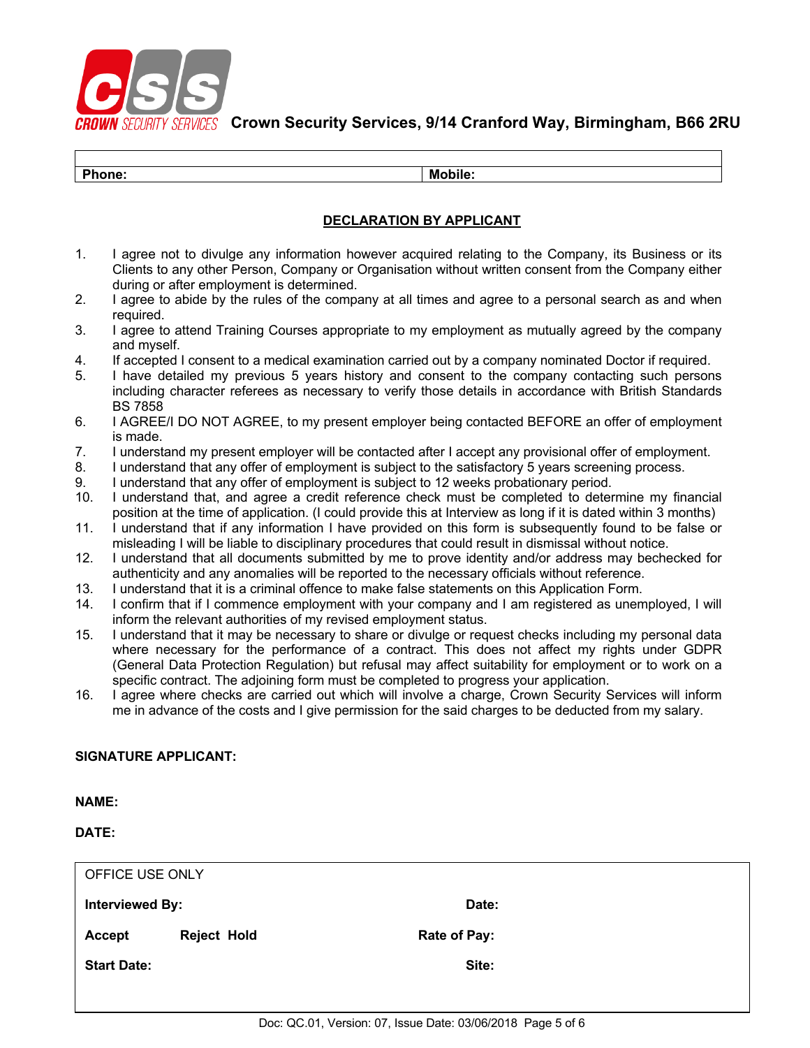Crown Security Services, 9/14 Cranford Way, Birmingham, B66 2RU

| | |
|---|---|
| **Phone:** | **Mobile:** |

## DECLARATION BY APPLICANT

1. I agree not to divulge any information however acquired relating to the Company, its Business or its Clients to any other Person, Company or Organisation without written consent from the Company either during or after employment is determined.
2. I agree to abide by the rules of the company at all times and agree to a personal search as and when required.
3. I agree to attend Training Courses appropriate to my employment as mutually agreed by the company and myself.
4. If accepted I consent to a medical examination carried out by a company nominated Doctor if required.
5. I have detailed my previous 5 years history and consent to the company contacting such persons including character referees as necessary to verify those details in accordance with British Standards BS 7858
6. I AGREE/I DO NOT AGREE, to my present employer being contacted BEFORE an offer of employment is made.
7. I understand my present employer will be contacted after I accept any provisional offer of employment.
8. I understand that any offer of employment is subject to the satisfactory 5 years screening process.
9. I understand that any offer of employment is subject to 12 weeks probationary period.
10. I understand that, and agree a credit reference check must be completed to determine my financial position at the time of application. (I could provide this at Interview as long if it is dated within 3 months)
11. I understand that if any information I have provided on this form is subsequently found to be false or misleading I will be liable to disciplinary procedures that could result in dismissal without notice.
12. I understand that all documents submitted by me to prove identity and/or address may bechecked for authenticity and any anomalies will be reported to the necessary officials without reference.
13. I understand that it is a criminal offence to make false statements on this Application Form.
14. I confirm that if I commence employment with your company and I am registered as unemployed, I will inform the relevant authorities of my revised employment status.
15. I understand that it may be necessary to share or divulge or request checks including my personal data where necessary for the performance of a contract. This does not affect my rights under GDPR (General Data Protection Regulation) but refusal may affect suitability for employment or to work on a specific contract. The adjoining form must be completed to progress your application.
16. I agree where checks are carried out which will involve a charge, Crown Security Services will inform me in advance of the costs and I give permission for the said charges to be deducted from my salary.

**SIGNATURE APPLICANT:**

**NAME:**

**DATE:**

| OFFICE USE ONLY | |
|---|---|
| **Interviewed By:** | **Date:** |
| **Accept** **Reject** **Hold** | **Rate of Pay:** |
| **Start Date:** | **Site:** |

Doc: QC.01, Version: 07, Issue Date: 03/06/2018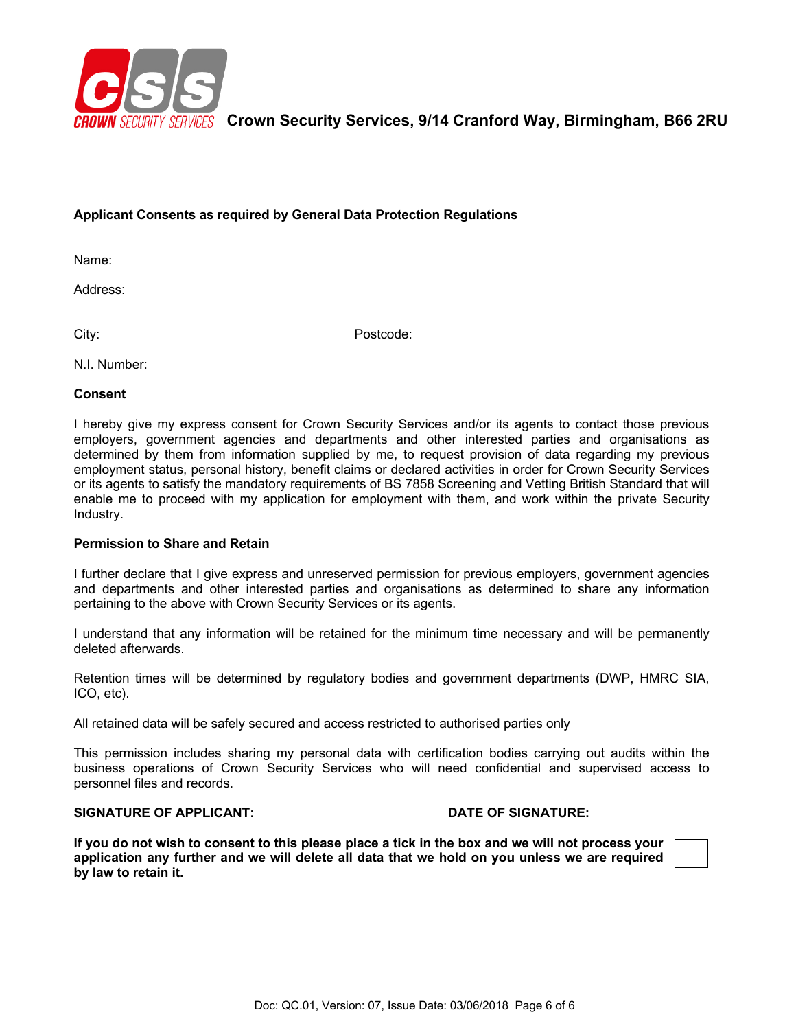CROWN SECURITY SERVICES **Crown Security Services, 9/14 Cranford Way, Birmingham, B66 2RU**

**Applicant Consents as required by General Data Protection Regulations**

Name:

Address:

City: Postcode:

N.I. Number:

**Consent**

I hereby give my express consent for Crown Security Services and/or its agents to contact those previous employers, government agencies and departments and other interested parties and organisations as determined by them from information supplied by me, to request provision of data regarding my previous employment status, personal history, benefit claims or declared activities in order for Crown Security Services or its agents to satisfy the mandatory requirements of BS 7858 Screening and Vetting British Standard that will enable me to proceed with my application for employment with them, and work within the private Security Industry.

**Permission to Share and Retain**

I further declare that I give express and unreserved permission for previous employers, government agencies and departments and other interested parties and organisations as determined to share any information pertaining to the above with Crown Security Services or its agents.

I understand that any information will be retained for the minimum time necessary and will be permanently deleted afterwards.

Retention times will be determined by regulatory bodies and government departments (DWP, HMRC SIA, ICO, etc).

All retained data will be safely secured and access restricted to authorised parties only

This permission includes sharing my personal data with certification bodies carrying out audits within the business operations of Crown Security Services who will need confidential and supervised access to personnel files and records.

**SIGNATURE OF APPLICANT:** **DATE OF SIGNATURE:**

**If you do not wish to consent to this please place a tick in the box and we will not process your application any further and we will delete all data that we hold on you unless we are required by law to retain it.** ☐

Doc: QC.01, Version: 07, Issue Date: 03/06/2018